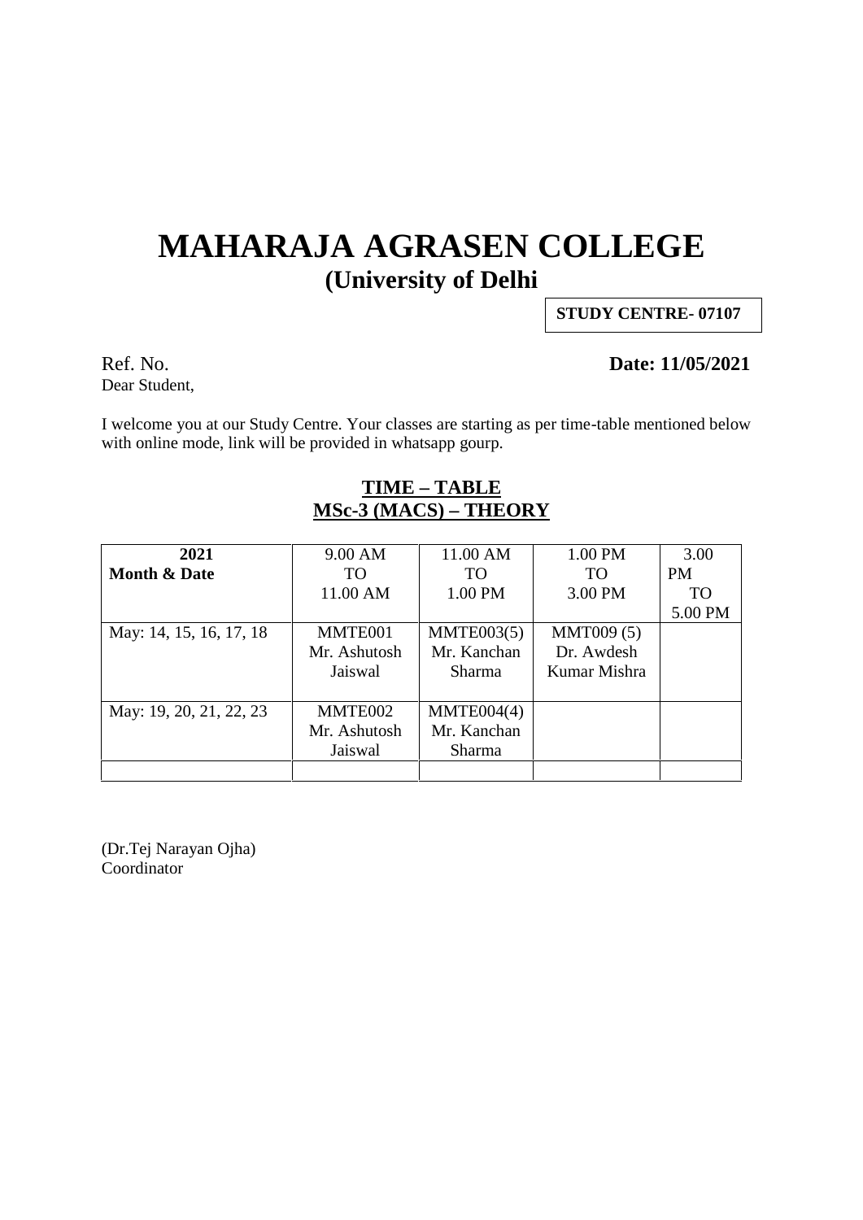# MAHARAJA AGRASEN COLLEGE

## (University of Delhi

**STUDY CENTRE- 07107**

Ref. No. **Date: 11/05/2021**

Dear Student,

I welcome you at our Study Centre. Your classes are starting as per time-table mentioned below with online mode, link will be provided in whatsapp gourp.

**TIME – TABLE**

**MSc-3 (MACS) – THEORY**

| **2021 Month & Date** | 9.00 AM TO 11.00 AM | 11.00 AM TO 1.00 PM | 1.00 PM TO 3.00 PM | 3.00 PM TO 5.00 PM |
|---|---|---|---|---|
| May: 14, 15, 16, 17, 18 | MMTE001 Mr. Ashutosh Jaiswal | MMTE003(5) Mr. Kanchan Sharma | MMT009 (5) Dr. Awdesh Kumar Mishra | |
| May: 19, 20, 21, 22, 23 | MMTE002 Mr. Ashutosh Jaiswal | MMTE004(4) Mr. Kanchan Sharma | | |
| | | | | |

(Dr.Tej Narayan Ojha)
Coordinator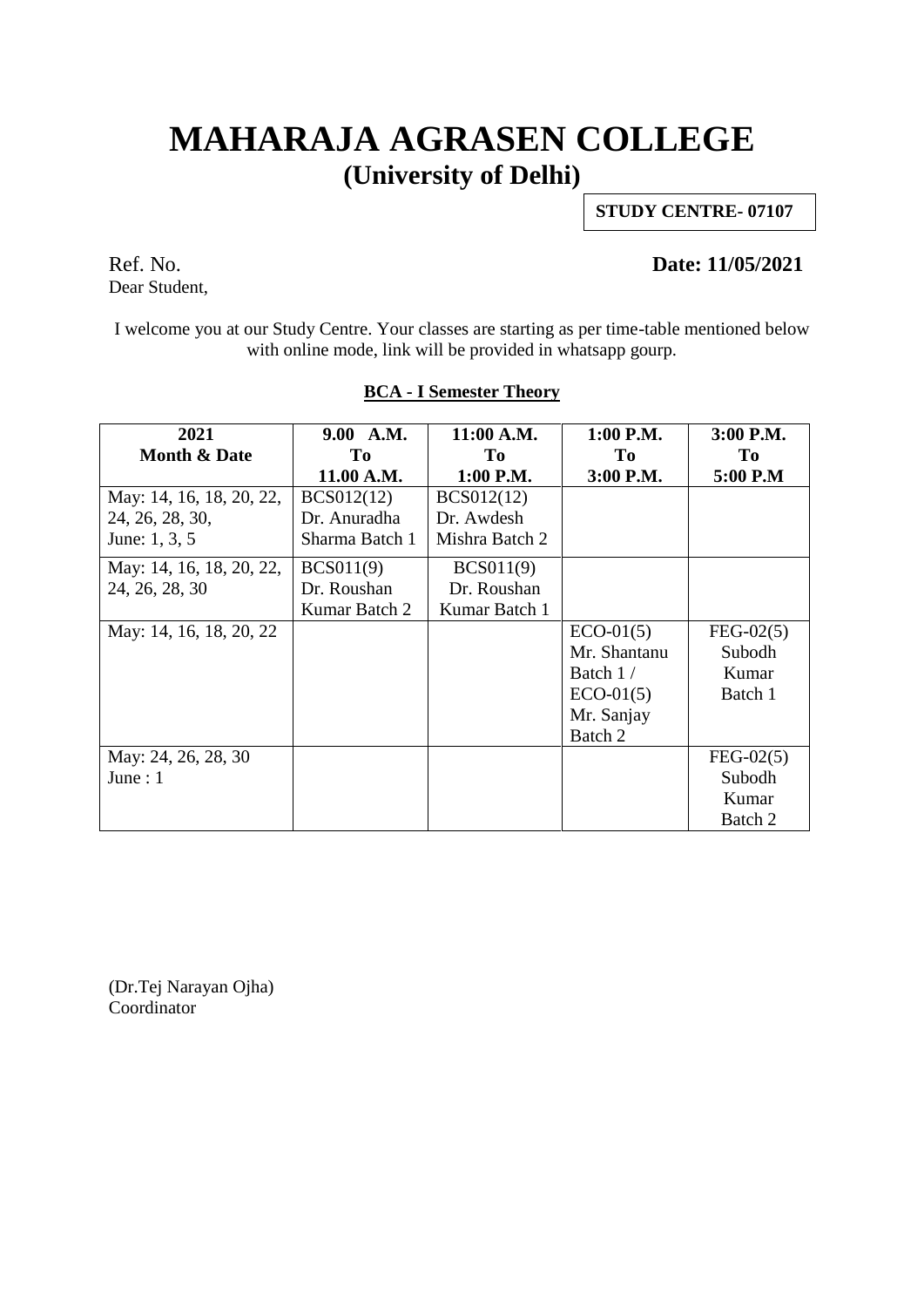# MAHARAJA AGRASEN COLLEGE

## (University of Delhi)

**STUDY CENTRE- 07107**

Ref. No. **Date: 11/05/2021**

Dear Student,

I welcome you at our Study Centre. Your classes are starting as per time-table mentioned below with online mode, link will be provided in whatsapp gourp.

**BCA - I Semester Theory**

| 2021 Month & Date | 9.00 A.M. To 11.00 A.M. | 11:00 A.M. To 1:00 P.M. | 1:00 P.M. To 3:00 P.M. | 3:00 P.M. To 5:00 P.M |
|---|---|---|---|---|
| May: 14, 16, 18, 20, 22, 24, 26, 28, 30, June: 1, 3, 5 | BCS012(12) Dr. Anuradha Sharma Batch 1 | BCS012(12) Dr. Awdesh Mishra Batch 2 | | |
| May: 14, 16, 18, 20, 22, 24, 26, 28, 30 | BCS011(9) Dr. Roushan Kumar Batch 2 | BCS011(9) Dr. Roushan Kumar Batch 1 | | |
| May: 14, 16, 18, 20, 22 | | | ECO-01(5) Mr. Shantanu Batch 1 / ECO-01(5) Mr. Sanjay Batch 2 | FEG-02(5) Subodh Kumar Batch 1 |
| May: 24, 26, 28, 30 June : 1 | | | | FEG-02(5) Subodh Kumar Batch 2 |

(Dr.Tej Narayan Ojha)
Coordinator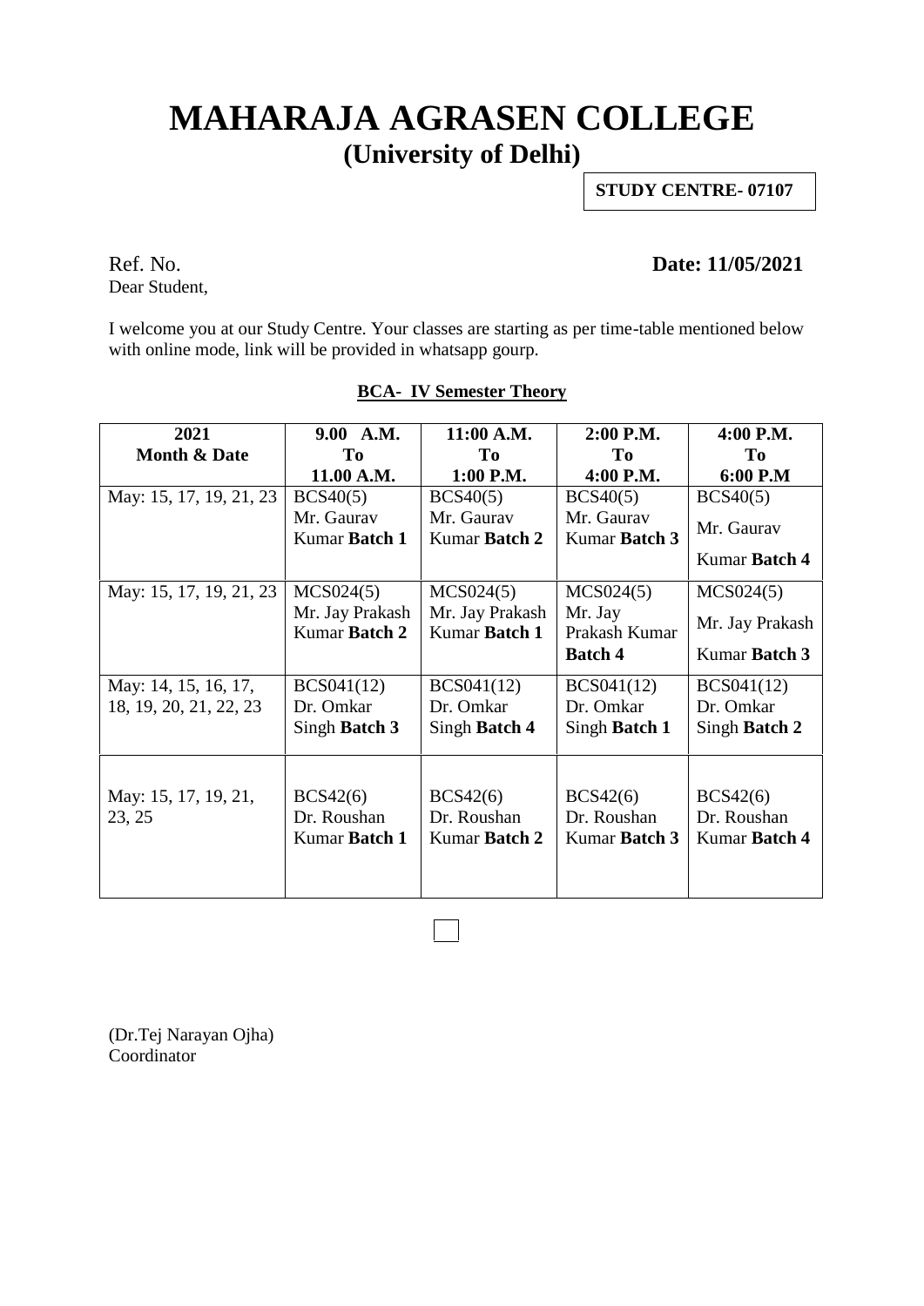# MAHARAJA AGRASEN COLLEGE
## (University of Delhi)

**STUDY CENTRE- 07107**

Ref. No. **Date: 11/05/2021**

Dear Student,

I welcome you at our Study Centre. Your classes are starting as per time-table mentioned below with online mode, link will be provided in whatsapp gourp.

**BCA- IV Semester Theory**

| **2021 Month & Date** | **9.00 A.M. To 11.00 A.M.** | **11:00 A.M. To 1:00 P.M.** | **2:00 P.M. To 4:00 P.M.** | **4:00 P.M. To 6:00 P.M** |
|---|---|---|---|---|
| May: 15, 17, 19, 21, 23 | BCS40(5) Mr. Gaurav Kumar **Batch 1** | BCS40(5) Mr. Gaurav Kumar **Batch 2** | BCS40(5) Mr. Gaurav Kumar **Batch 3** | BCS40(5) Mr. Gaurav Kumar **Batch 4** |
| May: 15, 17, 19, 21, 23 | MCS024(5) Mr. Jay Prakash Kumar **Batch 2** | MCS024(5) Mr. Jay Prakash Kumar **Batch 1** | MCS024(5) Mr. Jay Prakash Kumar **Batch 4** | MCS024(5) Mr. Jay Prakash Kumar **Batch 3** |
| May: 14, 15, 16, 17, 18, 19, 20, 21, 22, 23 | BCS041(12) Dr. Omkar Singh **Batch 3** | BCS041(12) Dr. Omkar Singh **Batch 4** | BCS041(12) Dr. Omkar Singh **Batch 1** | BCS041(12) Dr. Omkar Singh **Batch 2** |
| May: 15, 17, 19, 21, 23, 25 | BCS42(6) Dr. Roushan Kumar **Batch 1** | BCS42(6) Dr. Roushan Kumar **Batch 2** | BCS42(6) Dr. Roushan Kumar **Batch 3** | BCS42(6) Dr. Roushan Kumar **Batch 4** |

(Dr.Tej Narayan Ojha)
Coordinator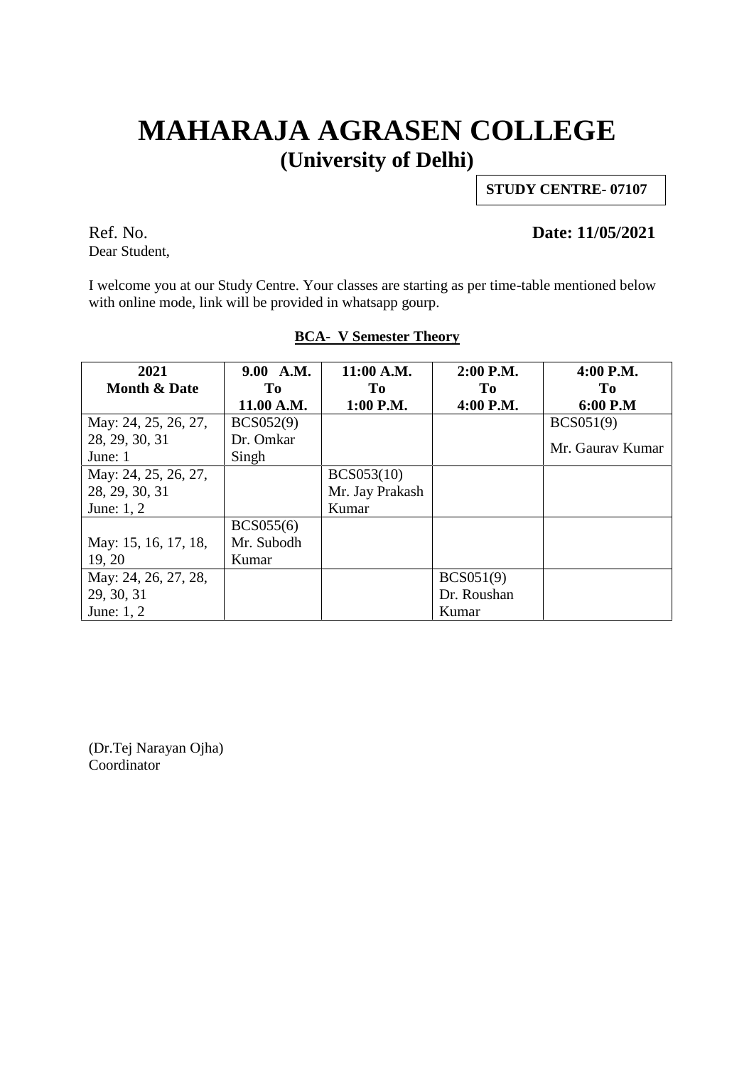# MAHARAJA AGRASEN COLLEGE

## (University of Delhi)

**STUDY CENTRE- 07107**

Ref. No. **Date: 11/05/2021**

Dear Student,

I welcome you at our Study Centre. Your classes are starting as per time-table mentioned below with online mode, link will be provided in whatsapp gourp.

**BCA- V Semester Theory**

| 2021 Month & Date | 9.00 A.M. To 11.00 A.M. | 11:00 A.M. To 1:00 P.M. | 2:00 P.M. To 4:00 P.M. | 4:00 P.M. To 6:00 P.M |
|---|---|---|---|---|
| May: 24, 25, 26, 27, 28, 29, 30, 31 June: 1 | BCS052(9) Dr. Omkar Singh | | | BCS051(9) Mr. Gaurav Kumar |
| May: 24, 25, 26, 27, 28, 29, 30, 31 June: 1, 2 | | BCS053(10) Mr. Jay Prakash Kumar | | |
| May: 15, 16, 17, 18, 19, 20 | BCS055(6) Mr. Subodh Kumar | | | |
| May: 24, 26, 27, 28, 29, 30, 31 June: 1, 2 | | | BCS051(9) Dr. Roushan Kumar | |

(Dr.Tej Narayan Ojha)
Coordinator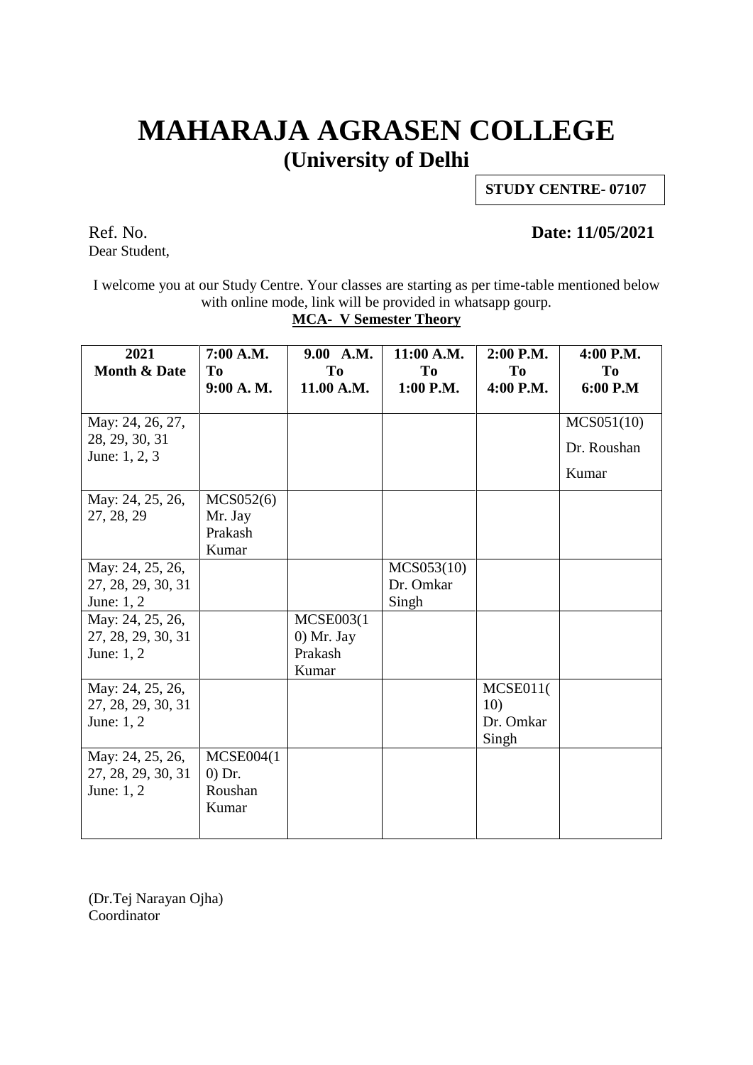# MAHARAJA AGRASEN COLLEGE

## (University of Delhi

**STUDY CENTRE- 07107**

Ref. No. **Date: 11/05/2021**

Dear Student,

I welcome you at our Study Centre. Your classes are starting as per time-table mentioned below with online mode, link will be provided in whatsapp gourp.

**MCA- V Semester Theory**

| **2021 Month & Date** | **7:00 A.M. To 9:00 A. M.** | **9.00 A.M. To 11.00 A.M.** | **11:00 A.M. To 1:00 P.M.** | **2:00 P.M. To 4:00 P.M.** | **4:00 P.M. To 6:00 P.M** |
|---|---|---|---|---|---|
| May: 24, 26, 27, 28, 29, 30, 31 June: 1, 2, 3 | | | | | MCS051(10) Dr. Roushan Kumar |
| May: 24, 25, 26, 27, 28, 29 | MCS052(6) Mr. Jay Prakash Kumar | | | | |
| May: 24, 25, 26, 27, 28, 29, 30, 31 June: 1, 2 | | | MCS053(10) Dr. Omkar Singh | | |
| May: 24, 25, 26, 27, 28, 29, 30, 31 June: 1, 2 | | MCSE003(10) Mr. Jay Prakash Kumar | | | |
| May: 24, 25, 26, 27, 28, 29, 30, 31 June: 1, 2 | | | | MCSE011(10) Dr. Omkar Singh | |
| May: 24, 25, 26, 27, 28, 29, 30, 31 June: 1, 2 | MCSE004(10) Dr. Roushan Kumar | | | | |

(Dr.Tej Narayan Ojha)
Coordinator